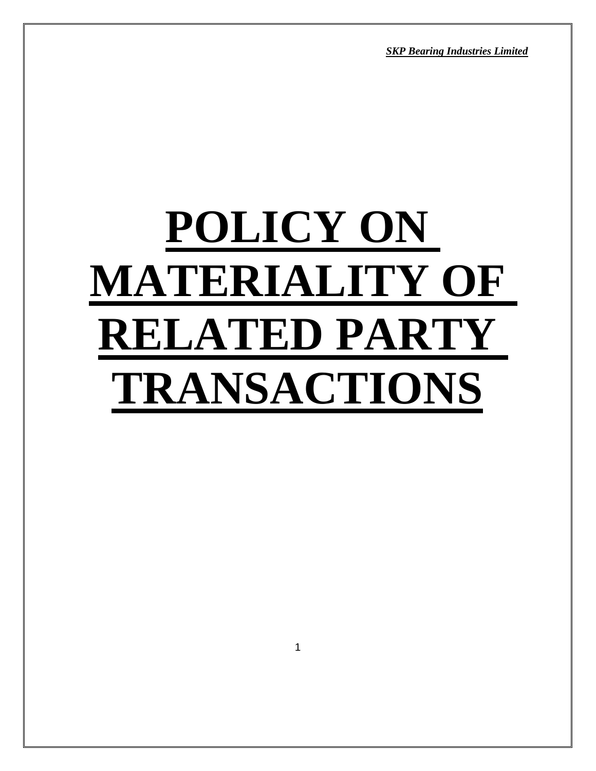# POLICY ON MATERIALITY OF RELATED PARTY TRANSACTIONS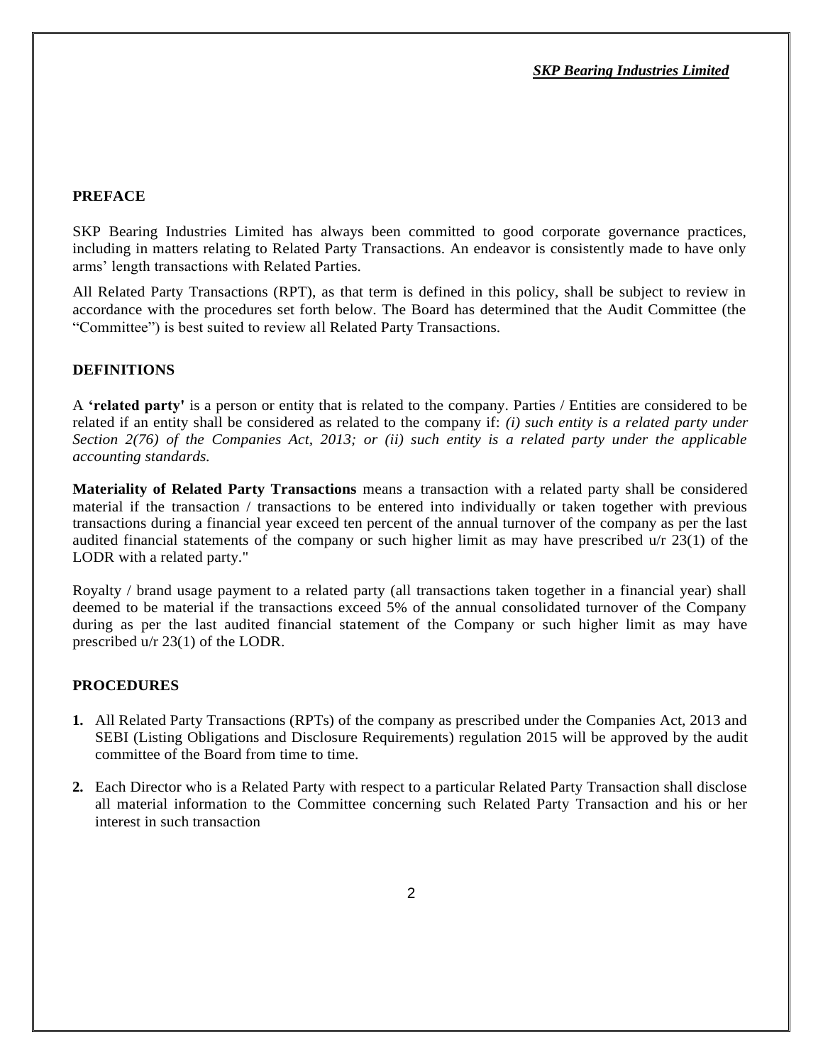## PREFACE

SKP Bearing Industries Limited has always been committed to good corporate governance practices, including in matters relating to Related Party Transactions. An endeavor is consistently made to have only arms' length transactions with Related Parties.

All Related Party Transactions (RPT), as that term is defined in this policy, shall be subject to review in accordance with the procedures set forth below. The Board has determined that the Audit Committee (the "Committee") is best suited to review all Related Party Transactions.

## DEFINITIONS

A **'related party'** is a person or entity that is related to the company. Parties / Entities are considered to be related if an entity shall be considered as related to the company if: *(i) such entity is a related party under Section 2(76) of the Companies Act, 2013; or (ii) such entity is a related party under the applicable accounting standards.*

**Materiality of Related Party Transactions** means a transaction with a related party shall be considered material if the transaction / transactions to be entered into individually or taken together with previous transactions during a financial year exceed ten percent of the annual turnover of the company as per the last audited financial statements of the company or such higher limit as may have prescribed u/r 23(1) of the LODR with a related party."

Royalty / brand usage payment to a related party (all transactions taken together in a financial year) shall deemed to be material if the transactions exceed 5% of the annual consolidated turnover of the Company during as per the last audited financial statement of the Company or such higher limit as may have prescribed u/r 23(1) of the LODR.

## PROCEDURES

1. All Related Party Transactions (RPTs) of the company as prescribed under the Companies Act, 2013 and SEBI (Listing Obligations and Disclosure Requirements) regulation 2015 will be approved by the audit committee of the Board from time to time.
2. Each Director who is a Related Party with respect to a particular Related Party Transaction shall disclose all material information to the Committee concerning such Related Party Transaction and his or her interest in such transaction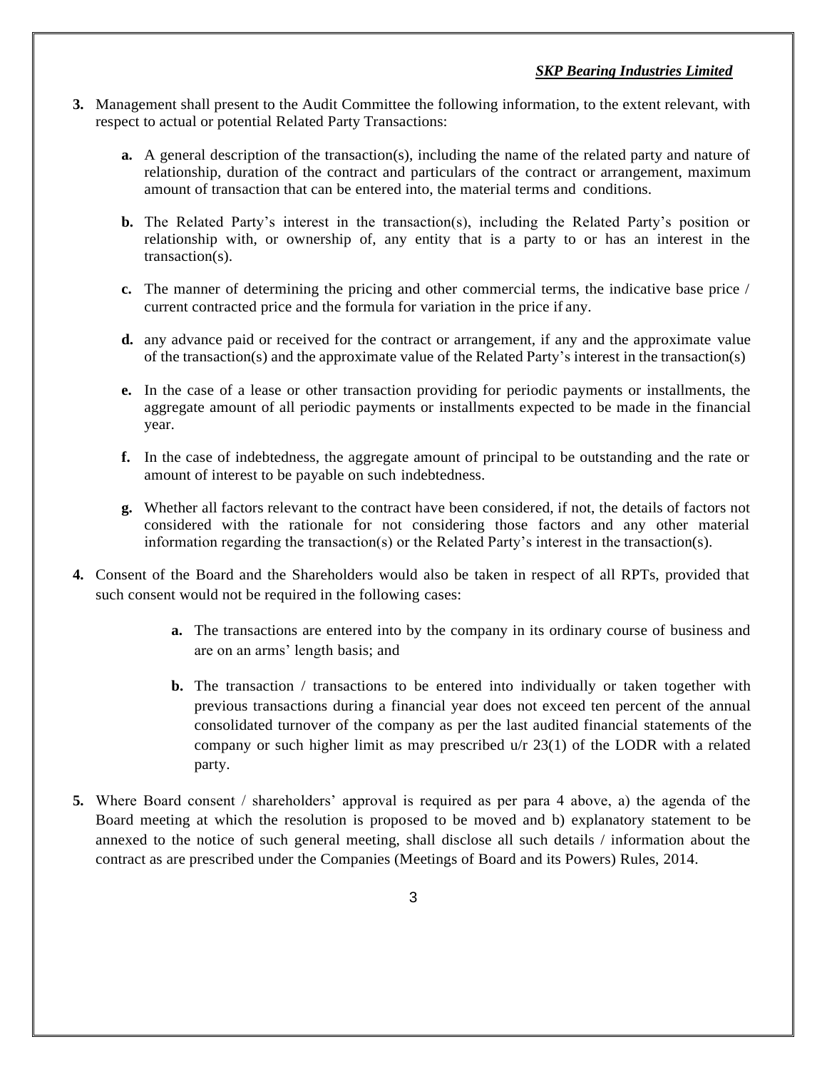3. Management shall present to the Audit Committee the following information, to the extent relevant, with respect to actual or potential Related Party Transactions:

   **a.** A general description of the transaction(s), including the name of the related party and nature of relationship, duration of the contract and particulars of the contract or arrangement, maximum amount of transaction that can be entered into, the material terms and conditions.

   **b.** The Related Party's interest in the transaction(s), including the Related Party's position or relationship with, or ownership of, any entity that is a party to or has an interest in the transaction(s).

   **c.** The manner of determining the pricing and other commercial terms, the indicative base price / current contracted price and the formula for variation in the price if any.

   **d.** any advance paid or received for the contract or arrangement, if any and the approximate value of the transaction(s) and the approximate value of the Related Party's interest in the transaction(s)

   **e.** In the case of a lease or other transaction providing for periodic payments or installments, the aggregate amount of all periodic payments or installments expected to be made in the financial year.

   **f.** In the case of indebtedness, the aggregate amount of principal to be outstanding and the rate or amount of interest to be payable on such indebtedness.

   **g.** Whether all factors relevant to the contract have been considered, if not, the details of factors not considered with the rationale for not considering those factors and any other material information regarding the transaction(s) or the Related Party's interest in the transaction(s).

4. Consent of the Board and the Shareholders would also be taken in respect of all RPTs, provided that such consent would not be required in the following cases:

   **a.** The transactions are entered into by the company in its ordinary course of business and are on an arms' length basis; and

   **b.** The transaction / transactions to be entered into individually or taken together with previous transactions during a financial year does not exceed ten percent of the annual consolidated turnover of the company as per the last audited financial statements of the company or such higher limit as may prescribed u/r 23(1) of the LODR with a related party.

5. Where Board consent / shareholders' approval is required as per para 4 above, a) the agenda of the Board meeting at which the resolution is proposed to be moved and b) explanatory statement to be annexed to the notice of such general meeting, shall disclose all such details / information about the contract as are prescribed under the Companies (Meetings of Board and its Powers) Rules, 2014.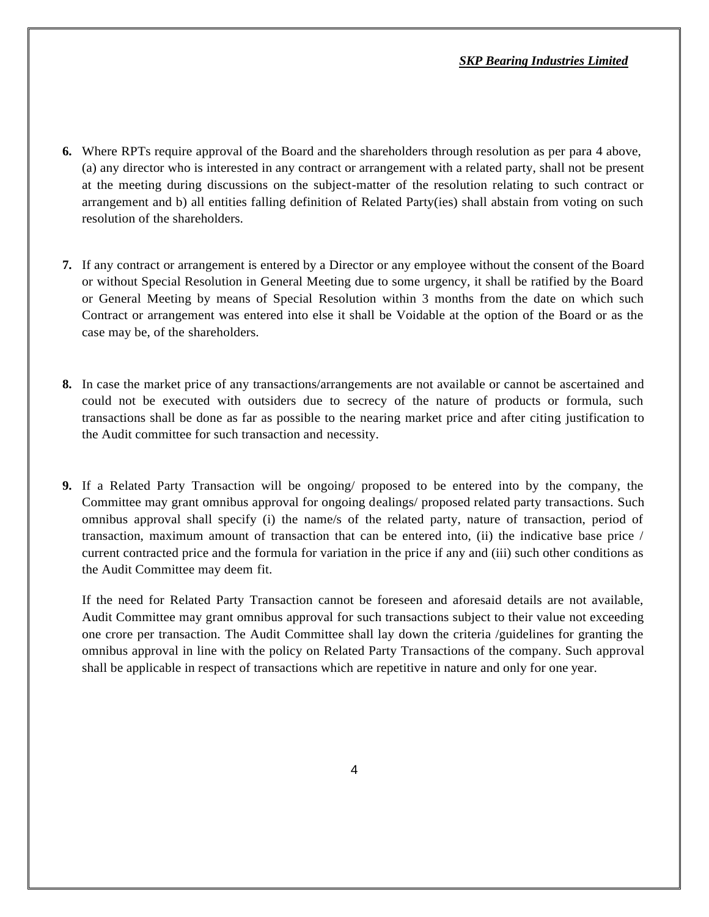6. Where RPTs require approval of the Board and the shareholders through resolution as per para 4 above, (a) any director who is interested in any contract or arrangement with a related party, shall not be present at the meeting during discussions on the subject-matter of the resolution relating to such contract or arrangement and b) all entities falling definition of Related Party(ies) shall abstain from voting on such resolution of the shareholders.

7. If any contract or arrangement is entered by a Director or any employee without the consent of the Board or without Special Resolution in General Meeting due to some urgency, it shall be ratified by the Board or General Meeting by means of Special Resolution within 3 months from the date on which such Contract or arrangement was entered into else it shall be Voidable at the option of the Board or as the case may be, of the shareholders.

8. In case the market price of any transactions/arrangements are not available or cannot be ascertained and could not be executed with outsiders due to secrecy of the nature of products or formula, such transactions shall be done as far as possible to the nearing market price and after citing justification to the Audit committee for such transaction and necessity.

9. If a Related Party Transaction will be ongoing/ proposed to be entered into by the company, the Committee may grant omnibus approval for ongoing dealings/ proposed related party transactions. Such omnibus approval shall specify (i) the name/s of the related party, nature of transaction, period of transaction, maximum amount of transaction that can be entered into, (ii) the indicative base price / current contracted price and the formula for variation in the price if any and (iii) such other conditions as the Audit Committee may deem fit.

   If the need for Related Party Transaction cannot be foreseen and aforesaid details are not available, Audit Committee may grant omnibus approval for such transactions subject to their value not exceeding one crore per transaction. The Audit Committee shall lay down the criteria /guidelines for granting the omnibus approval in line with the policy on Related Party Transactions of the company. Such approval shall be applicable in respect of transactions which are repetitive in nature and only for one year.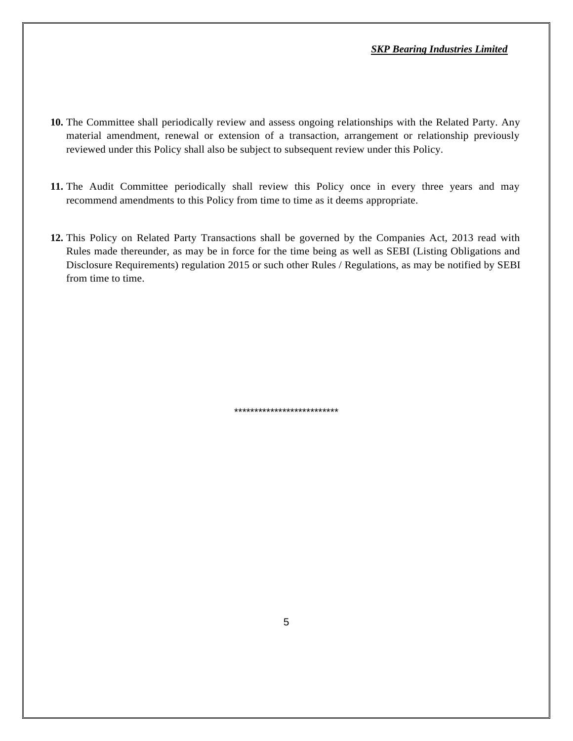**10.** The Committee shall periodically review and assess ongoing relationships with the Related Party. Any material amendment, renewal or extension of a transaction, arrangement or relationship previously reviewed under this Policy shall also be subject to subsequent review under this Policy.

**11.** The Audit Committee periodically shall review this Policy once in every three years and may recommend amendments to this Policy from time to time as it deems appropriate.

**12.** This Policy on Related Party Transactions shall be governed by the Companies Act, 2013 read with Rules made thereunder, as may be in force for the time being as well as SEBI (Listing Obligations and Disclosure Requirements) regulation 2015 or such other Rules / Regulations, as may be notified by SEBI from time to time.

**************************